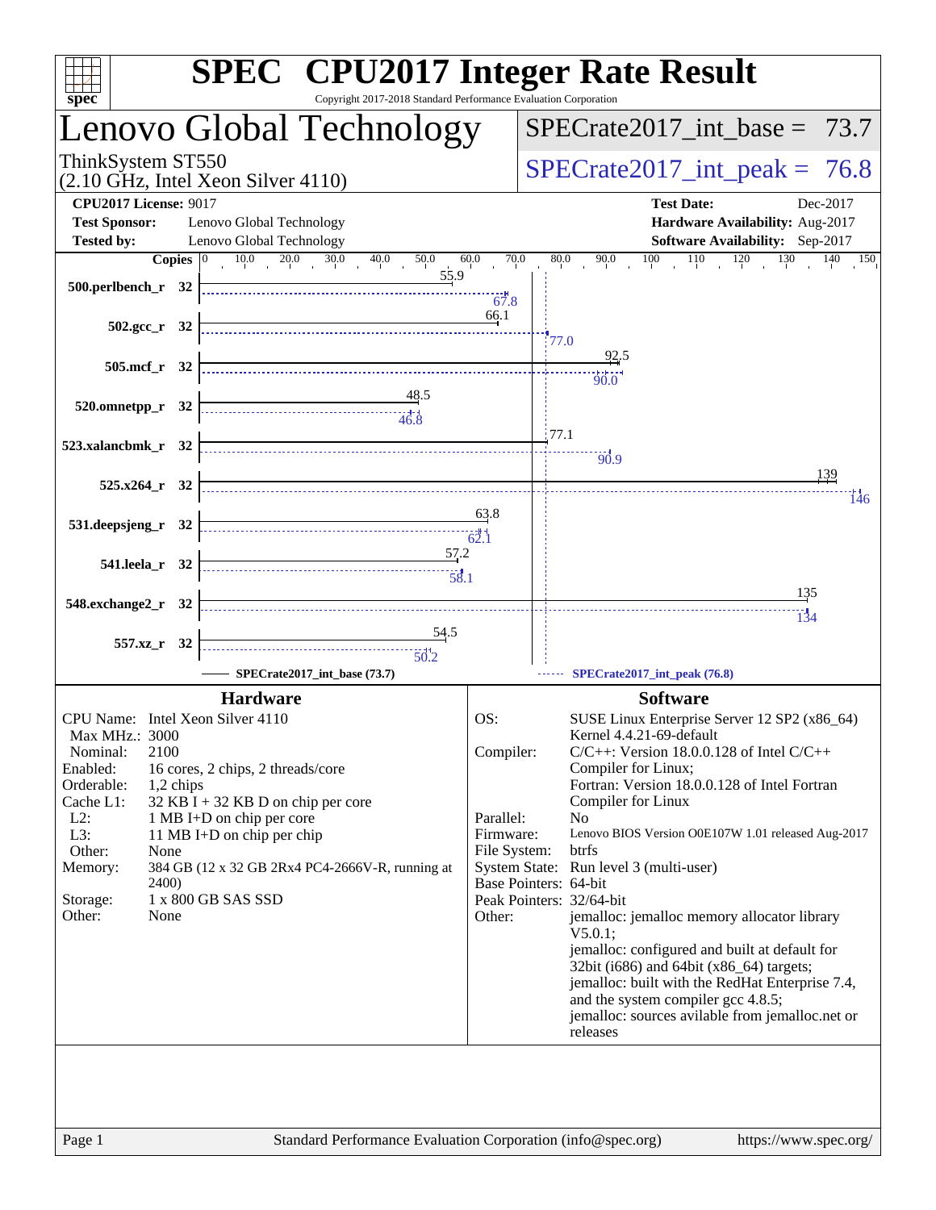# SPEC CPU2017 Integer Rate Result

Copyright 2017-2018 Standard Performance Evaluation Corporation

## Lenovo Global Technology

ThinkSystem ST550
(2.10 GHz, Intel Xeon Silver 4110)

SPECrate2017_int_base = 73.7

SPECrate2017_int_peak = 76.8

| | | | |
|---|---|---|---|
| **CPU2017 License:** | 9017 | **Test Date:** | Dec-2017 |
| **Test Sponsor:** | Lenovo Global Technology | **Hardware Availability:** | Aug-2017 |
| **Tested by:** | Lenovo Global Technology | **Software Availability:** | Sep-2017 |

| Benchmark | Copies | Base | Peak |
|---|---|---|---|
| 500.perlbench_r | 32 | 55.9 | 67.8 |
| 502.gcc_r | 32 | 66.1 | 77.0 |
| 505.mcf_r | 32 | 92.5 | 90.0 |
| 520.omnetpp_r | 32 | 48.5 | 46.8 |
| 523.xalancbmk_r | 32 | 77.1 | 90.9 |
| 525.x264_r | 32 | 139 | 146 |
| 531.deepsjeng_r | 32 | 63.8 | 62.1 |
| 541.leela_r | 32 | 57.2 | 58.1 |
| 548.exchange2_r | 32 | 135 | 134 |
| 557.xz_r | 32 | 54.5 | 50.2 |

SPECrate2017_int_base (73.7) SPECrate2017_int_peak (76.8)

### Hardware

| | |
|---|---|
| CPU Name: | Intel Xeon Silver 4110 |
| Max MHz.: | 3000 |
| Nominal: | 2100 |
| Enabled: | 16 cores, 2 chips, 2 threads/core |
| Orderable: | 1,2 chips |
| Cache L1: | 32 KB I + 32 KB D on chip per core |
| L2: | 1 MB I+D on chip per core |
| L3: | 11 MB I+D on chip per chip |
| Other: | None |
| Memory: | 384 GB (12 x 32 GB 2Rx4 PC4-2666V-R, running at 2400) |
| Storage: | 1 x 800 GB SAS SSD |
| Other: | None |

### Software

| | |
|---|---|
| OS: | SUSE Linux Enterprise Server 12 SP2 (x86_64) Kernel 4.4.21-69-default |
| Compiler: | C/C++: Version 18.0.0.128 of Intel C/C++ Compiler for Linux; Fortran: Version 18.0.0.128 of Intel Fortran Compiler for Linux |
| Parallel: | No |
| Firmware: | Lenovo BIOS Version O0E107W 1.01 released Aug-2017 |
| File System: | btrfs |
| System State: | Run level 3 (multi-user) |
| Base Pointers: | 64-bit |
| Peak Pointers: | 32/64-bit |
| Other: | jemalloc: jemalloc memory allocator library V5.0.1; jemalloc: configured and built at default for 32bit (i686) and 64bit (x86_64) targets; jemalloc: built with the RedHat Enterprise 7.4, and the system compiler gcc 4.8.5; jemalloc: sources avilable from jemalloc.net or releases |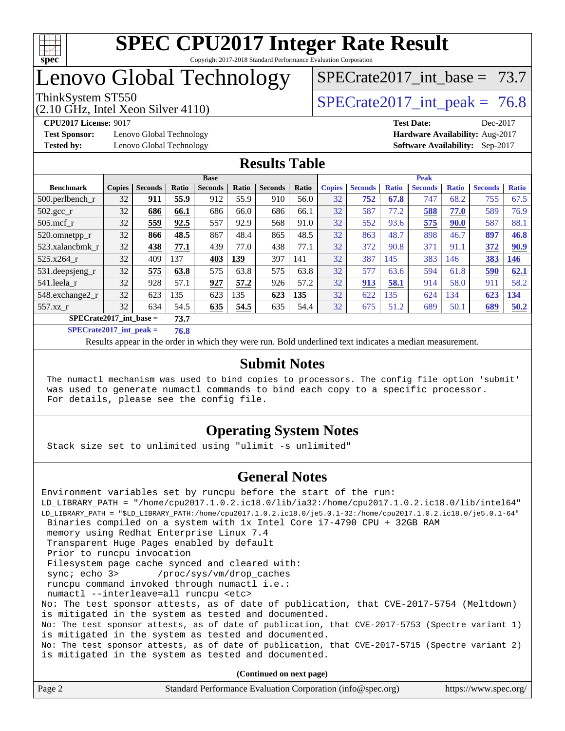# SPEC CPU2017 Integer Rate Result

Copyright 2017-2018 Standard Performance Evaluation Corporation

## Lenovo Global Technology

ThinkSystem ST550
(2.10 GHz, Intel Xeon Silver 4110)

SPECrate2017_int_base = 73.7

SPECrate2017_int_peak = 76.8

**CPU2017 License:** 9017
**Test Sponsor:** Lenovo Global Technology
**Tested by:** Lenovo Global Technology

**Test Date:** Dec-2017
**Hardware Availability:** Aug-2017
**Software Availability:** Sep-2017

## Results Table

| | Base | | | | | | | Peak | | | | | | |
|---|---|---|---|---|---|---|---|---|---|---|---|---|---|---|
| **Benchmark** | **Copies** | **Seconds** | **Ratio** | **Seconds** | **Ratio** | **Seconds** | **Ratio** | **Copies** | **Seconds** | **Ratio** | **Seconds** | **Ratio** | **Seconds** | **Ratio** |
| 500.perlbench_r | 32 | **911** | **55.9** | 912 | 55.9 | 910 | 56.0 | 32 | **752** | **67.8** | 747 | 68.2 | 755 | 67.5 |
| 502.gcc_r | 32 | **686** | **66.1** | 686 | 66.0 | 686 | 66.1 | 32 | 587 | 77.2 | **588** | **77.0** | 589 | 76.9 |
| 505.mcf_r | 32 | **559** | **92.5** | 557 | 92.9 | 568 | 91.0 | 32 | 552 | 93.6 | **575** | **90.0** | 587 | 88.1 |
| 520.omnetpp_r | 32 | **866** | **48.5** | 867 | 48.4 | 865 | 48.5 | 32 | 863 | 48.7 | 898 | 46.7 | **897** | **46.8** |
| 523.xalancbmk_r | 32 | **438** | **77.1** | 439 | 77.0 | 438 | 77.1 | 32 | 372 | 90.8 | 371 | 91.1 | **372** | **90.9** |
| 525.x264_r | 32 | 409 | 137 | **403** | **139** | 397 | 141 | 32 | 387 | 145 | 383 | 146 | **383** | **146** |
| 531.deepsjeng_r | 32 | **575** | **63.8** | 575 | 63.8 | 575 | 63.8 | 32 | 577 | 63.6 | 594 | 61.8 | **590** | **62.1** |
| 541.leela_r | 32 | 928 | 57.1 | **927** | **57.2** | 926 | 57.2 | 32 | **913** | **58.1** | 914 | 58.0 | 911 | 58.2 |
| 548.exchange2_r | 32 | 623 | 135 | 623 | 135 | **623** | **135** | 32 | 622 | 135 | 624 | 134 | **623** | **134** |
| 557.xz_r | 32 | 634 | 54.5 | **635** | **54.5** | 635 | 54.4 | 32 | 675 | 51.2 | 689 | 50.1 | **689** | **50.2** |

**SPECrate2017_int_base = 73.7**

**SPECrate2017_int_peak = 76.8**

Results appear in the order in which they were run. Bold underlined text indicates a median measurement.

## Submit Notes

```
The numactl mechanism was used to bind copies to processors. The config file option 'submit'
was used to generate numactl commands to bind each copy to a specific processor.
For details, please see the config file.
```

## Operating System Notes

```
Stack size set to unlimited using "ulimit -s unlimited"
```

## General Notes

```
Environment variables set by runcpu before the start of the run:
LD_LIBRARY_PATH = "/home/cpu2017.1.0.2.ic18.0/lib/ia32:/home/cpu2017.1.0.2.ic18.0/lib/intel64"
LD_LIBRARY_PATH = "$LD_LIBRARY_PATH:/home/cpu2017.1.0.2.ic18.0/je5.0.1-32:/home/cpu2017.1.0.2.ic18.0/je5.0.1-64"
 Binaries compiled on a system with 1x Intel Core i7-4790 CPU + 32GB RAM
 memory using Redhat Enterprise Linux 7.4
 Transparent Huge Pages enabled by default
 Prior to runcpu invocation
 Filesystem page cache synced and cleared with:
 sync; echo 3>       /proc/sys/vm/drop_caches
 runcpu command invoked through numactl i.e.:
 numactl --interleave=all runcpu <etc>
No: The test sponsor attests, as of date of publication, that CVE-2017-5754 (Meltdown)
is mitigated in the system as tested and documented.
No: The test sponsor attests, as of date of publication, that CVE-2017-5753 (Spectre variant 1)
is mitigated in the system as tested and documented.
No: The test sponsor attests, as of date of publication, that CVE-2017-5715 (Spectre variant 2)
is mitigated in the system as tested and documented.
```

**(Continued on next page)**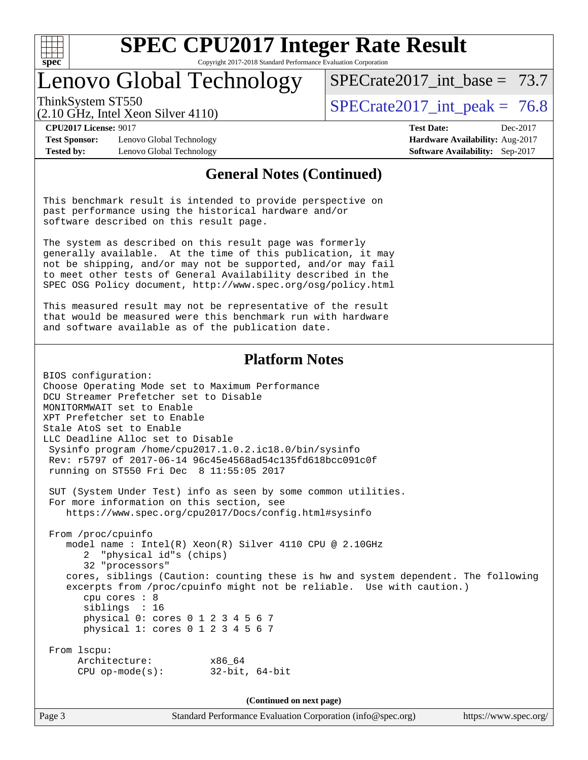# SPEC CPU2017 Integer Rate Result

Copyright 2017-2018 Standard Performance Evaluation Corporation

## Lenovo Global Technology

ThinkSystem ST550
(2.10 GHz, Intel Xeon Silver 4110)

SPECrate2017_int_base = 73.7

SPECrate2017_int_peak = 76.8

**CPU2017 License:** 9017
**Test Sponsor:** Lenovo Global Technology
**Tested by:** Lenovo Global Technology

**Test Date:** Dec-2017
**Hardware Availability:** Aug-2017
**Software Availability:** Sep-2017

## General Notes (Continued)

```
This benchmark result is intended to provide perspective on
past performance using the historical hardware and/or
software described on this result page.

The system as described on this result page was formerly
generally available.  At the time of this publication, it may
not be shipping, and/or may not be supported, and/or may fail
to meet other tests of General Availability described in the
SPEC OSG Policy document, http://www.spec.org/osg/policy.html

This measured result may not be representative of the result
that would be measured were this benchmark run with hardware
and software available as of the publication date.
```

## Platform Notes

```
BIOS configuration:
Choose Operating Mode set to Maximum Performance
DCU Streamer Prefetcher set to Disable
MONITORMWAIT set to Enable
XPT Prefetcher set to Enable
Stale AtoS set to Enable
LLC Deadline Alloc set to Disable
 Sysinfo program /home/cpu2017.1.0.2.ic18.0/bin/sysinfo
 Rev: r5797 of 2017-06-14 96c45e4568ad54c135fd618bcc091c0f
 running on ST550 Fri Dec  8 11:55:05 2017

 SUT (System Under Test) info as seen by some common utilities.
 For more information on this section, see
    https://www.spec.org/cpu2017/Docs/config.html#sysinfo

 From /proc/cpuinfo
    model name : Intel(R) Xeon(R) Silver 4110 CPU @ 2.10GHz
       2  "physical id"s (chips)
       32 "processors"
    cores, siblings (Caution: counting these is hw and system dependent. The following
    excerpts from /proc/cpuinfo might not be reliable.  Use with caution.)
       cpu cores : 8
       siblings  : 16
       physical 0: cores 0 1 2 3 4 5 6 7
       physical 1: cores 0 1 2 3 4 5 6 7

 From lscpu:
      Architecture:          x86_64
      CPU op-mode(s):        32-bit, 64-bit
```

(Continued on next page)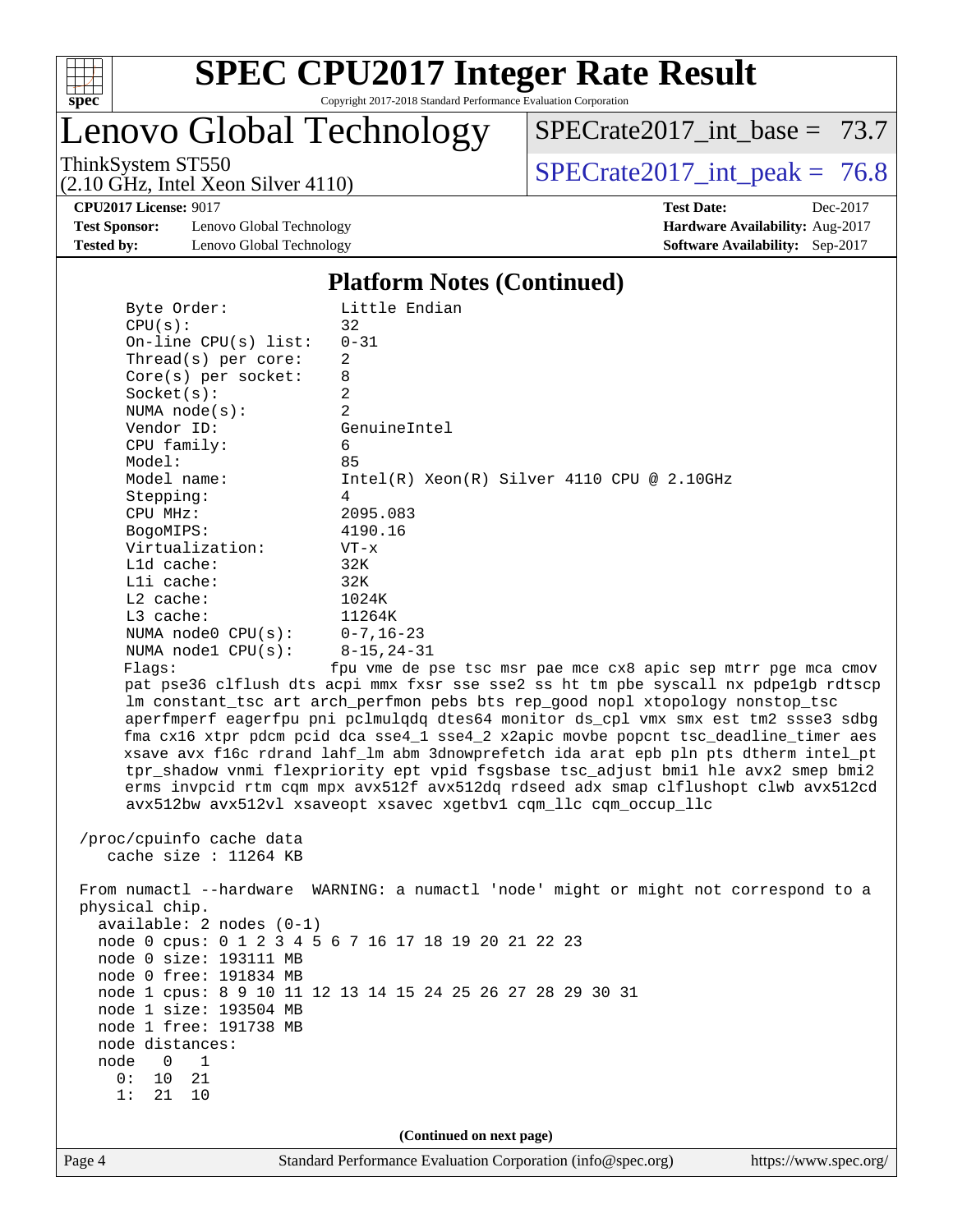# SPEC CPU2017 Integer Rate Result

Copyright 2017-2018 Standard Performance Evaluation Corporation

## Lenovo Global Technology

ThinkSystem ST550
(2.10 GHz, Intel Xeon Silver 4110)

SPECrate2017_int_base = 73.7

SPECrate2017_int_peak = 76.8

**CPU2017 License:** 9017
**Test Sponsor:** Lenovo Global Technology
**Tested by:** Lenovo Global Technology

**Test Date:** Dec-2017
**Hardware Availability:** Aug-2017
**Software Availability:** Sep-2017

### Platform Notes (Continued)

```
     Byte Order:            Little Endian
     CPU(s):                32
     On-line CPU(s) list:   0-31
     Thread(s) per core:    2
     Core(s) per socket:    8
     Socket(s):             2
     NUMA node(s):          2
     Vendor ID:             GenuineIntel
     CPU family:            6
     Model:                 85
     Model name:            Intel(R) Xeon(R) Silver 4110 CPU @ 2.10GHz
     Stepping:              4
     CPU MHz:               2095.083
     BogoMIPS:              4190.16
     Virtualization:        VT-x
     L1d cache:             32K
     L1i cache:             32K
     L2 cache:              1024K
     L3 cache:              11264K
     NUMA node0 CPU(s):     0-7,16-23
     NUMA node1 CPU(s):     8-15,24-31
     Flags:                fpu vme de pse tsc msr pae mce cx8 apic sep mtrr pge mca cmov
     pat pse36 clflush dts acpi mmx fxsr sse sse2 ss ht tm pbe syscall nx pdpe1gb rdtscp
     lm constant_tsc art arch_perfmon pebs bts rep_good nopl xtopology nonstop_tsc
     aperfmperf eagerfpu pni pclmulqdq dtes64 monitor ds_cpl vmx smx est tm2 ssse3 sdbg
     fma cx16 xtpr pdcm pcid dca sse4_1 sse4_2 x2apic movbe popcnt tsc_deadline_timer aes
     xsave avx f16c rdrand lahf_lm abm 3dnowprefetch ida arat epb pln pts dtherm intel_pt
     tpr_shadow vnmi flexpriority ept vpid fsgsbase tsc_adjust bmi1 hle avx2 smep bmi2
     erms invpcid rtm cqm mpx avx512f avx512dq rdseed adx smap clflushopt clwb avx512cd
     avx512bw avx512vl xsaveopt xsavec xgetbv1 cqm_llc cqm_occup_llc

 /proc/cpuinfo cache data
    cache size : 11264 KB

 From numactl --hardware  WARNING: a numactl 'node' might or might not correspond to a
 physical chip.
   available: 2 nodes (0-1)
   node 0 cpus: 0 1 2 3 4 5 6 7 16 17 18 19 20 21 22 23
   node 0 size: 193111 MB
   node 0 free: 191834 MB
   node 1 cpus: 8 9 10 11 12 13 14 15 24 25 26 27 28 29 30 31
   node 1 size: 193504 MB
   node 1 free: 191738 MB
   node distances:
   node   0   1
     0:  10  21
     1:  21  10
```

(Continued on next page)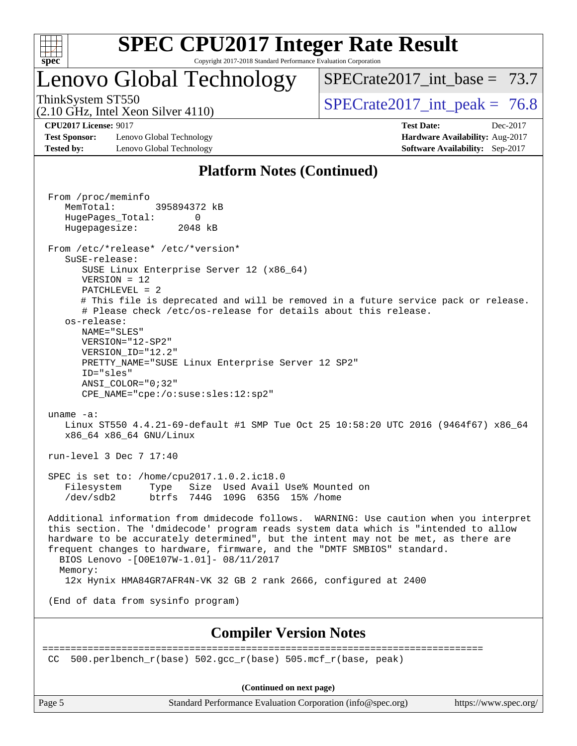## Platform Notes (Continued)

```
From /proc/meminfo
   MemTotal:       395894372 kB
   HugePages_Total:       0
   Hugepagesize:       2048 kB

From /etc/*release* /etc/*version*
   SuSE-release:
      SUSE Linux Enterprise Server 12 (x86_64)
      VERSION = 12
      PATCHLEVEL = 2
      # This file is deprecated and will be removed in a future service pack or release.
      # Please check /etc/os-release for details about this release.
   os-release:
      NAME="SLES"
      VERSION="12-SP2"
      VERSION_ID="12.2"
      PRETTY_NAME="SUSE Linux Enterprise Server 12 SP2"
      ID="sles"
      ANSI_COLOR="0;32"
      CPE_NAME="cpe:/o:suse:sles:12:sp2"

uname -a:
   Linux ST550 4.4.21-69-default #1 SMP Tue Oct 25 10:58:20 UTC 2016 (9464f67) x86_64
   x86_64 x86_64 GNU/Linux

run-level 3 Dec 7 17:40

SPEC is set to: /home/cpu2017.1.0.2.ic18.0
   Filesystem     Type   Size  Used Avail Use% Mounted on
   /dev/sdb2      btrfs  744G  109G  635G  15% /home

Additional information from dmidecode follows.  WARNING: Use caution when you interpret
this section. The 'dmidecode' program reads system data which is "intended to allow
hardware to be accurately determined", but the intent may not be met, as there are
frequent changes to hardware, firmware, and the "DMTF SMBIOS" standard.
  BIOS Lenovo -[O0E107W-1.01]- 08/11/2017
  Memory:
   12x Hynix HMA84GR7AFR4N-VK 32 GB 2 rank 2666, configured at 2400

(End of data from sysinfo program)
```

## Compiler Version Notes

```
==============================================================================
CC  500.perlbench_r(base) 502.gcc_r(base) 505.mcf_r(base, peak)
```

(Continued on next page)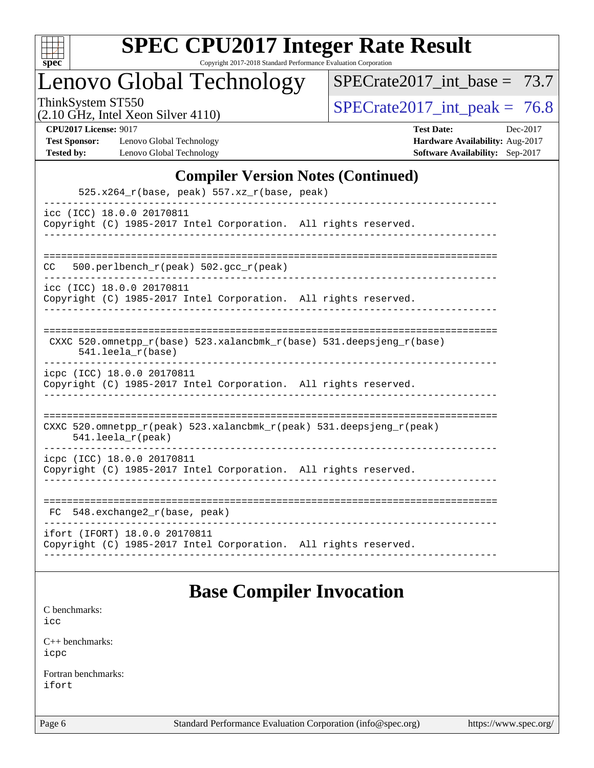## Compiler Version Notes (Continued)

```
      525.x264_r(base, peak) 557.xz_r(base, peak)
------------------------------------------------------------------------------
icc (ICC) 18.0.0 20170811
Copyright (C) 1985-2017 Intel Corporation.  All rights reserved.
------------------------------------------------------------------------------

==============================================================================
CC   500.perlbench_r(peak) 502.gcc_r(peak)
------------------------------------------------------------------------------
icc (ICC) 18.0.0 20170811
Copyright (C) 1985-2017 Intel Corporation.  All rights reserved.
------------------------------------------------------------------------------

==============================================================================
 CXXC 520.omnetpp_r(base) 523.xalancbmk_r(base) 531.deepsjeng_r(base)
      541.leela_r(base)
------------------------------------------------------------------------------
icpc (ICC) 18.0.0 20170811
Copyright (C) 1985-2017 Intel Corporation.  All rights reserved.
------------------------------------------------------------------------------

==============================================================================
CXXC 520.omnetpp_r(peak) 523.xalancbmk_r(peak) 531.deepsjeng_r(peak)
     541.leela_r(peak)
------------------------------------------------------------------------------
icpc (ICC) 18.0.0 20170811
Copyright (C) 1985-2017 Intel Corporation.  All rights reserved.
------------------------------------------------------------------------------

==============================================================================
 FC  548.exchange2_r(base, peak)
------------------------------------------------------------------------------
ifort (IFORT) 18.0.0 20170811
Copyright (C) 1985-2017 Intel Corporation.  All rights reserved.
------------------------------------------------------------------------------
```

## Base Compiler Invocation

C benchmarks:
icc

C++ benchmarks:
icpc

Fortran benchmarks:
ifort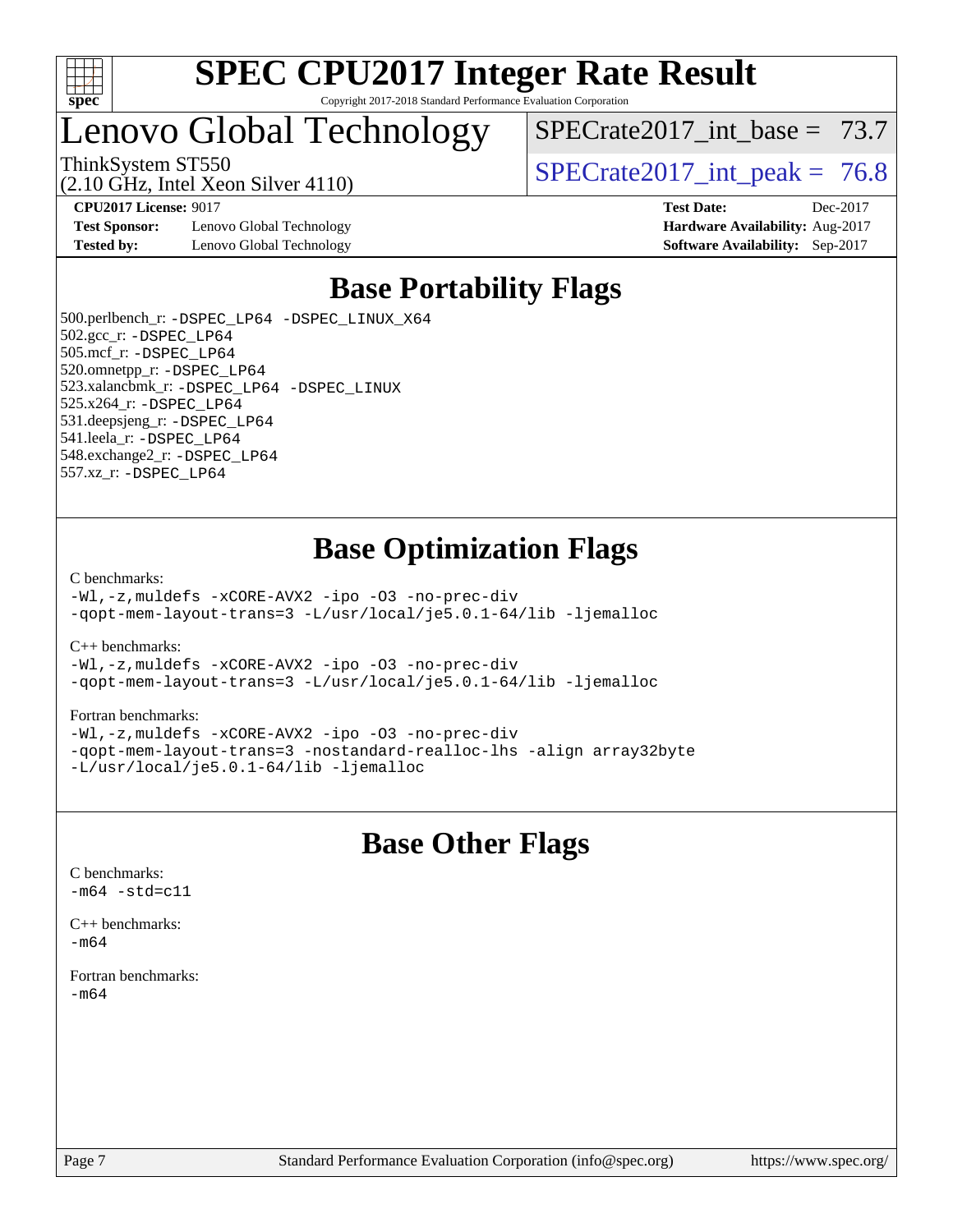# SPEC CPU2017 Integer Rate Result

Copyright 2017-2018 Standard Performance Evaluation Corporation

## Lenovo Global Technology

ThinkSystem ST550
(2.10 GHz, Intel Xeon Silver 4110)

SPECrate2017_int_base = 73.7

SPECrate2017_int_peak = 76.8

**CPU2017 License:** 9017
**Test Sponsor:** Lenovo Global Technology
**Tested by:** Lenovo Global Technology

**Test Date:** Dec-2017
**Hardware Availability:** Aug-2017
**Software Availability:** Sep-2017

## Base Portability Flags

500.perlbench_r: -DSPEC_LP64 -DSPEC_LINUX_X64
502.gcc_r: -DSPEC_LP64
505.mcf_r: -DSPEC_LP64
520.omnetpp_r: -DSPEC_LP64
523.xalancbmk_r: -DSPEC_LP64 -DSPEC_LINUX
525.x264_r: -DSPEC_LP64
531.deepsjeng_r: -DSPEC_LP64
541.leela_r: -DSPEC_LP64
548.exchange2_r: -DSPEC_LP64
557.xz_r: -DSPEC_LP64

## Base Optimization Flags

C benchmarks:
-Wl,-z,muldefs -xCORE-AVX2 -ipo -O3 -no-prec-div
-qopt-mem-layout-trans=3 -L/usr/local/je5.0.1-64/lib -ljemalloc

C++ benchmarks:
-Wl,-z,muldefs -xCORE-AVX2 -ipo -O3 -no-prec-div
-qopt-mem-layout-trans=3 -L/usr/local/je5.0.1-64/lib -ljemalloc

Fortran benchmarks:
-Wl,-z,muldefs -xCORE-AVX2 -ipo -O3 -no-prec-div
-qopt-mem-layout-trans=3 -nostandard-realloc-lhs -align array32byte
-L/usr/local/je5.0.1-64/lib -ljemalloc

## Base Other Flags

C benchmarks:
-m64 -std=c11

C++ benchmarks:
-m64

Fortran benchmarks:
-m64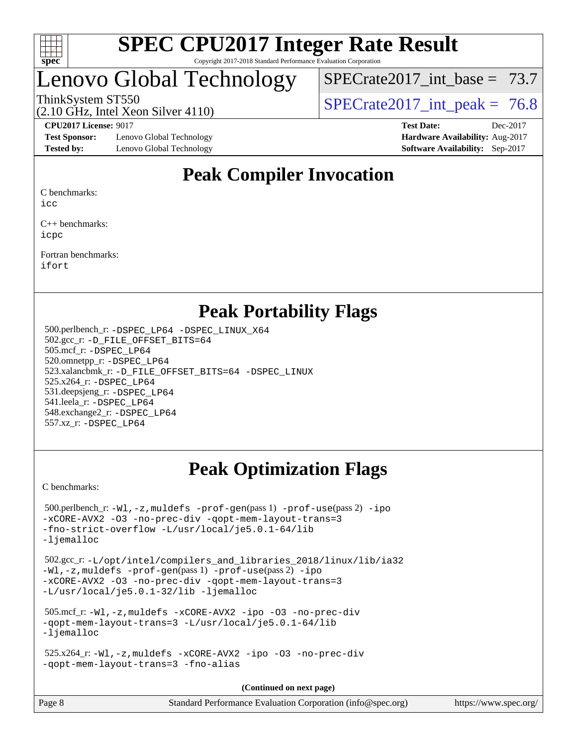# SPEC CPU2017 Integer Rate Result

Copyright 2017-2018 Standard Performance Evaluation Corporation

## Lenovo Global Technology

ThinkSystem ST550
(2.10 GHz, Intel Xeon Silver 4110)

SPECrate2017_int_base = 73.7

SPECrate2017_int_peak = 76.8

**CPU2017 License:** 9017
**Test Sponsor:** Lenovo Global Technology
**Tested by:** Lenovo Global Technology

**Test Date:** Dec-2017
**Hardware Availability:** Aug-2017
**Software Availability:** Sep-2017

## Peak Compiler Invocation

C benchmarks:
icc

C++ benchmarks:
icpc

Fortran benchmarks:
ifort

## Peak Portability Flags

500.perlbench_r: -DSPEC_LP64 -DSPEC_LINUX_X64
502.gcc_r: -D_FILE_OFFSET_BITS=64
505.mcf_r: -DSPEC_LP64
520.omnetpp_r: -DSPEC_LP64
523.xalancbmk_r: -D_FILE_OFFSET_BITS=64 -DSPEC_LINUX
525.x264_r: -DSPEC_LP64
531.deepsjeng_r: -DSPEC_LP64
541.leela_r: -DSPEC_LP64
548.exchange2_r: -DSPEC_LP64
557.xz_r: -DSPEC_LP64

## Peak Optimization Flags

C benchmarks:

500.perlbench_r: -Wl,-z,muldefs -prof-gen(pass 1) -prof-use(pass 2) -ipo -xCORE-AVX2 -O3 -no-prec-div -qopt-mem-layout-trans=3 -fno-strict-overflow -L/usr/local/je5.0.1-64/lib -ljemalloc

502.gcc_r: -L/opt/intel/compilers_and_libraries_2018/linux/lib/ia32 -Wl,-z,muldefs -prof-gen(pass 1) -prof-use(pass 2) -ipo -xCORE-AVX2 -O3 -no-prec-div -qopt-mem-layout-trans=3 -L/usr/local/je5.0.1-32/lib -ljemalloc

505.mcf_r: -Wl,-z,muldefs -xCORE-AVX2 -ipo -O3 -no-prec-div -qopt-mem-layout-trans=3 -L/usr/local/je5.0.1-64/lib -ljemalloc

525.x264_r: -Wl,-z,muldefs -xCORE-AVX2 -ipo -O3 -no-prec-div -qopt-mem-layout-trans=3 -fno-alias

**(Continued on next page)**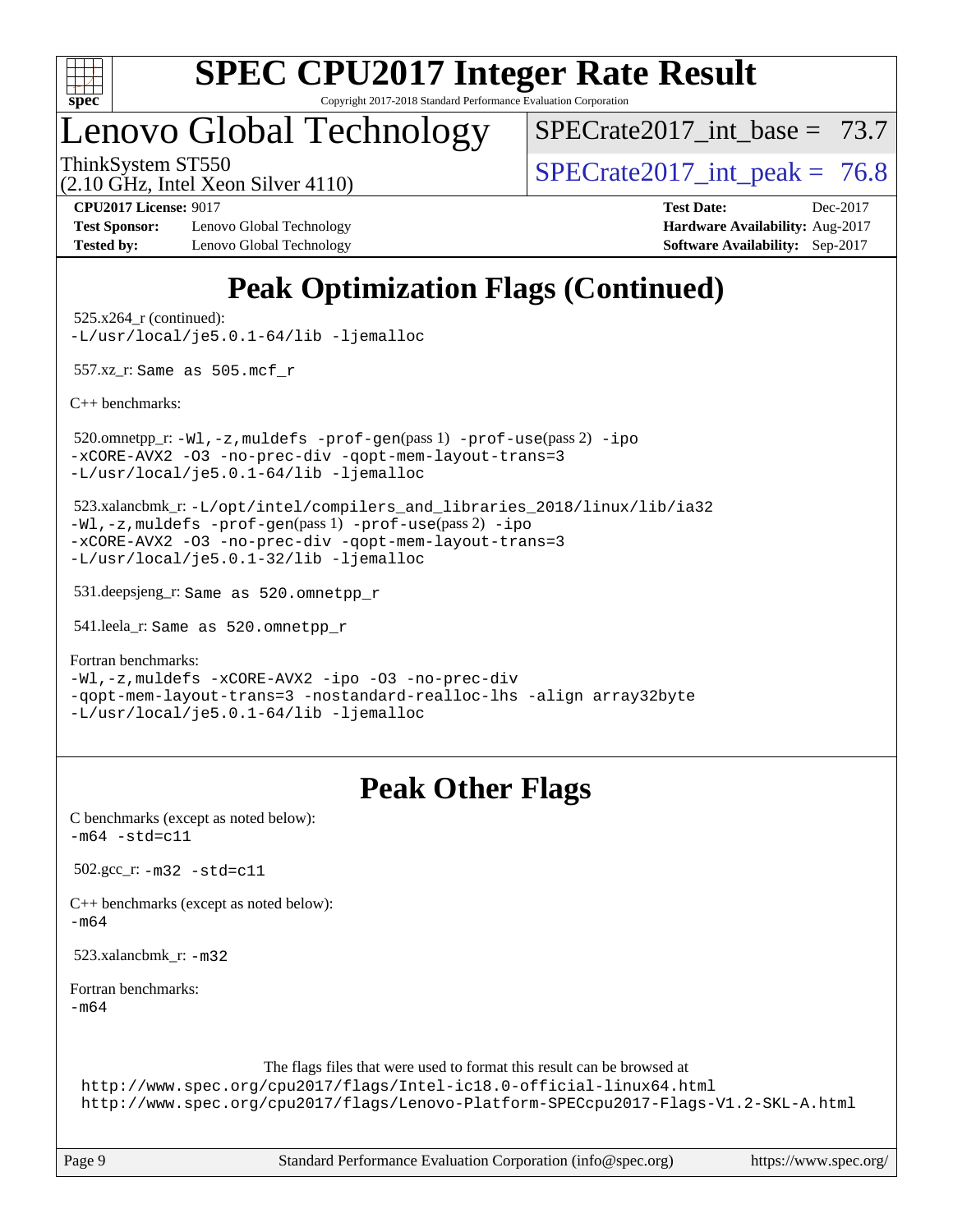# Peak Optimization Flags (Continued)

525.x264_r (continued):
-L/usr/local/je5.0.1-64/lib -ljemalloc

557.xz_r: Same as 505.mcf_r

C++ benchmarks:

520.omnetpp_r: -Wl,-z,muldefs -prof-gen(pass 1) -prof-use(pass 2) -ipo -xCORE-AVX2 -O3 -no-prec-div -qopt-mem-layout-trans=3 -L/usr/local/je5.0.1-64/lib -ljemalloc

523.xalancbmk_r: -L/opt/intel/compilers_and_libraries_2018/linux/lib/ia32 -Wl,-z,muldefs -prof-gen(pass 1) -prof-use(pass 2) -ipo -xCORE-AVX2 -O3 -no-prec-div -qopt-mem-layout-trans=3 -L/usr/local/je5.0.1-32/lib -ljemalloc

531.deepsjeng_r: Same as 520.omnetpp_r

541.leela_r: Same as 520.omnetpp_r

Fortran benchmarks:
-Wl,-z,muldefs -xCORE-AVX2 -ipo -O3 -no-prec-div -qopt-mem-layout-trans=3 -nostandard-realloc-lhs -align array32byte -L/usr/local/je5.0.1-64/lib -ljemalloc

# Peak Other Flags

C benchmarks (except as noted below):
-m64 -std=c11

502.gcc_r: -m32 -std=c11

C++ benchmarks (except as noted below):
-m64

523.xalancbmk_r: -m32

Fortran benchmarks:
-m64

The flags files that were used to format this result can be browsed at
http://www.spec.org/cpu2017/flags/Intel-ic18.0-official-linux64.html
http://www.spec.org/cpu2017/flags/Lenovo-Platform-SPECcpu2017-Flags-V1.2-SKL-A.html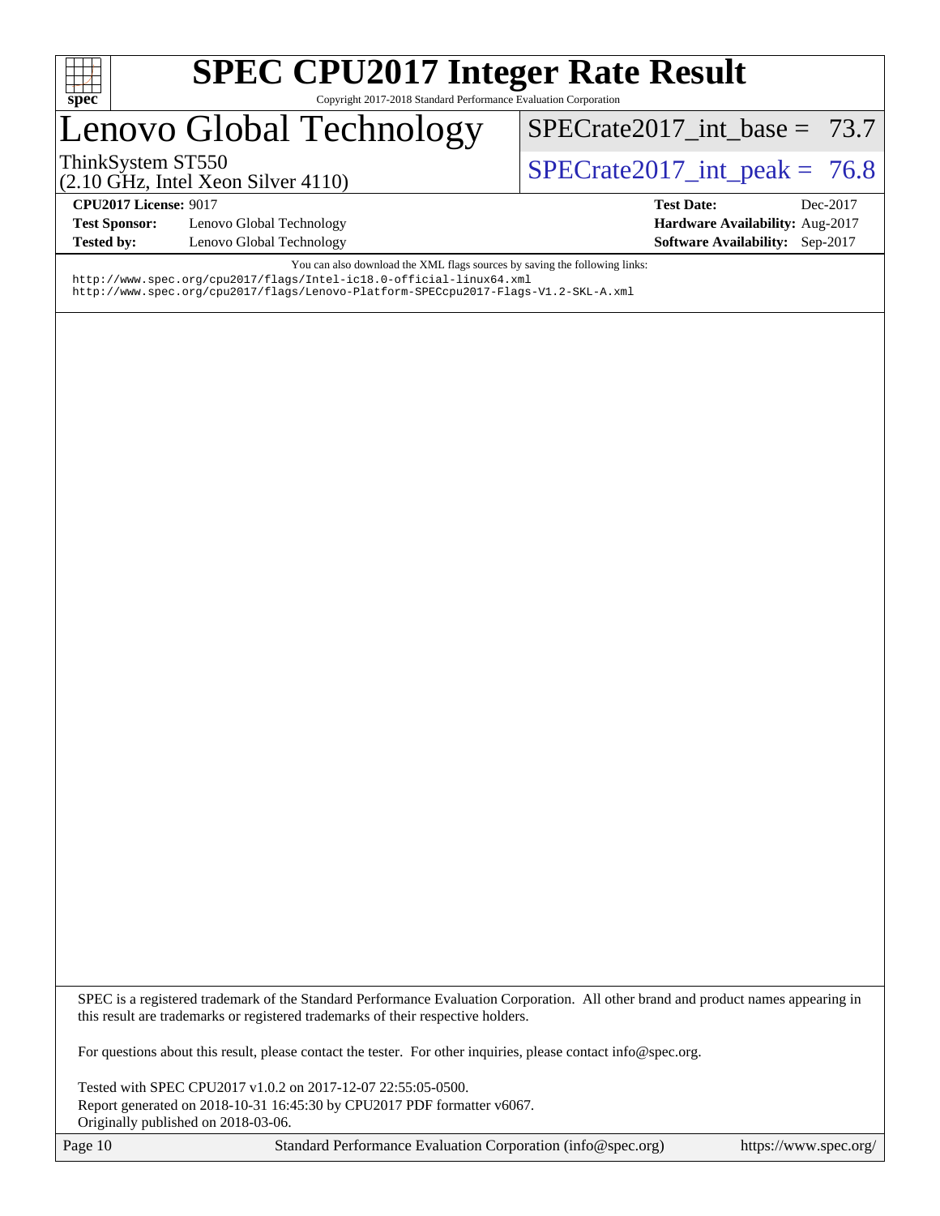# SPEC CPU2017 Integer Rate Result

Copyright 2017-2018 Standard Performance Evaluation Corporation

## Lenovo Global Technology

ThinkSystem ST550
(2.10 GHz, Intel Xeon Silver 4110)

SPECrate2017_int_base = 73.7

SPECrate2017_int_peak = 76.8

**CPU2017 License:** 9017
**Test Sponsor:** Lenovo Global Technology
**Tested by:** Lenovo Global Technology

**Test Date:** Dec-2017
**Hardware Availability:** Aug-2017
**Software Availability:** Sep-2017

You can also download the XML flags sources by saving the following links:

```
http://www.spec.org/cpu2017/flags/Intel-ic18.0-official-linux64.xml
http://www.spec.org/cpu2017/flags/Lenovo-Platform-SPECcpu2017-Flags-V1.2-SKL-A.xml
```

SPEC is a registered trademark of the Standard Performance Evaluation Corporation. All other brand and product names appearing in this result are trademarks or registered trademarks of their respective holders.

For questions about this result, please contact the tester. For other inquiries, please contact info@spec.org.

Tested with SPEC CPU2017 v1.0.2 on 2017-12-07 22:55:05-0500.
Report generated on 2018-10-31 16:45:30 by CPU2017 PDF formatter v6067.
Originally published on 2018-03-06.